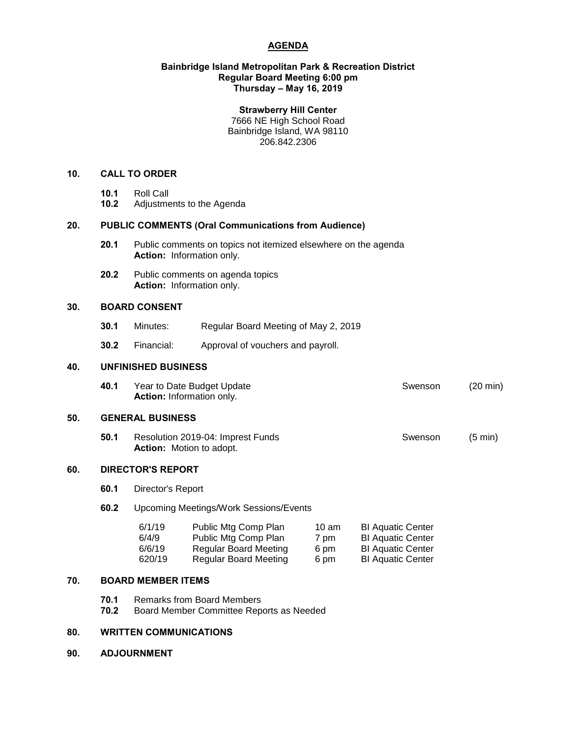# AGENDA

**Bainbridge Island Metropolitan Park & Recreation District**
**Regular Board Meeting 6:00 pm**
**Thursday – May 16, 2019**

**Strawberry Hill Center**
7666 NE High School Road
Bainbridge Island, WA 98110
206.842.2306

## 10. CALL TO ORDER

**10.1** Roll Call
**10.2** Adjustments to the Agenda

## 20. PUBLIC COMMENTS (Oral Communications from Audience)

**20.1** Public comments on topics not itemized elsewhere on the agenda
**Action:** Information only.

**20.2** Public comments on agenda topics
**Action:** Information only.

## 30. BOARD CONSENT

**30.1** Minutes: Regular Board Meeting of May 2, 2019

**30.2** Financial: Approval of vouchers and payroll.

## 40. UNFINISHED BUSINESS

**40.1** Year to Date Budget Update — Swenson (20 min)
**Action:** Information only.

## 50. GENERAL BUSINESS

**50.1** Resolution 2019-04: Imprest Funds — Swenson (5 min)
**Action:** Motion to adopt.

## 60. DIRECTOR'S REPORT

**60.1** Director's Report

**60.2** Upcoming Meetings/Work Sessions/Events

| | | | |
|---|---|---|---|
| 6/1/19 | Public Mtg Comp Plan | 10 am | BI Aquatic Center |
| 6/4/9 | Public Mtg Comp Plan | 7 pm | BI Aquatic Center |
| 6/6/19 | Regular Board Meeting | 6 pm | BI Aquatic Center |
| 620/19 | Regular Board Meeting | 6 pm | BI Aquatic Center |

## 70. BOARD MEMBER ITEMS

**70.1** Remarks from Board Members
**70.2** Board Member Committee Reports as Needed

## 80. WRITTEN COMMUNICATIONS

## 90. ADJOURNMENT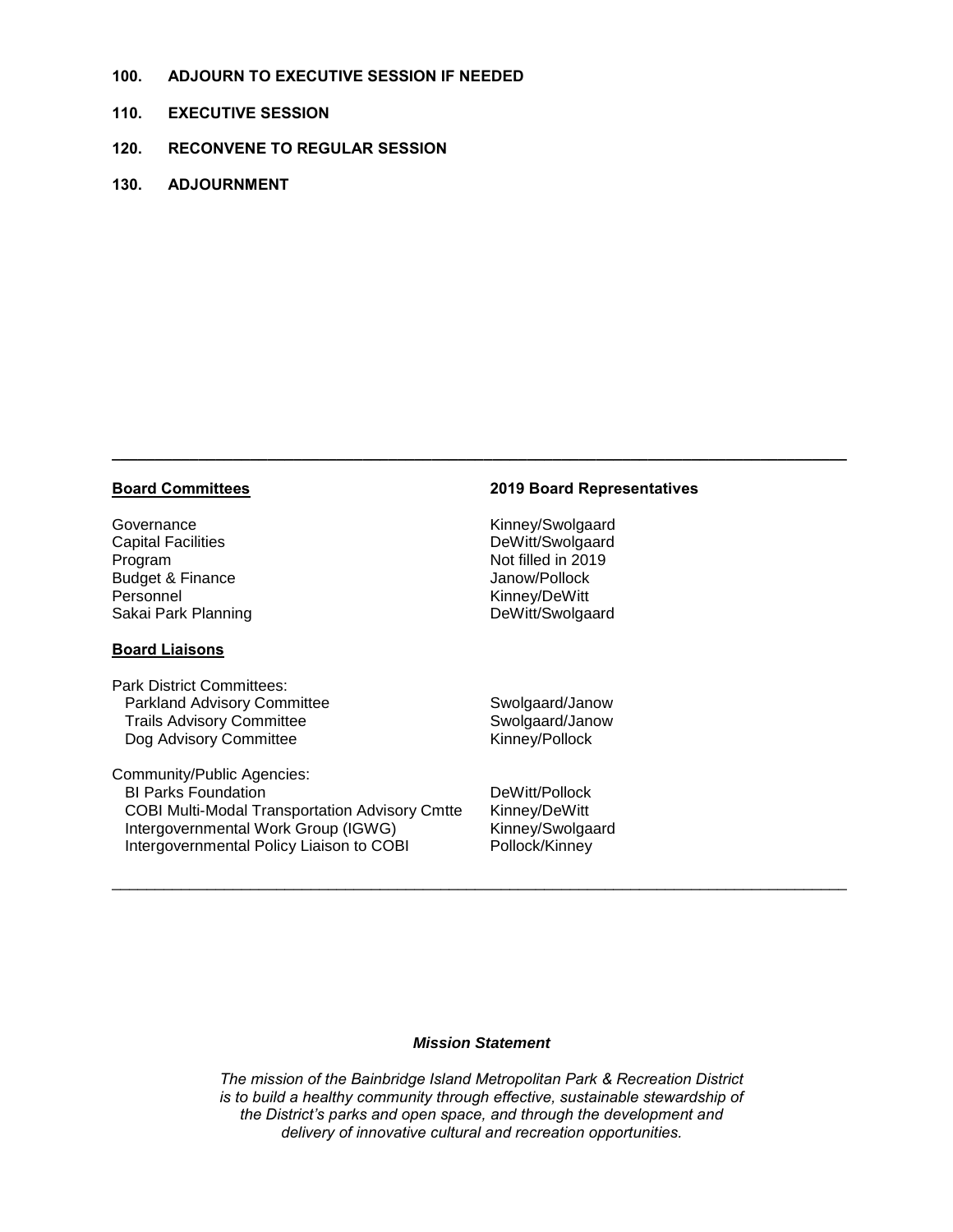**100. ADJOURN TO EXECUTIVE SESSION IF NEEDED**

**110. EXECUTIVE SESSION**

**120. RECONVENE TO REGULAR SESSION**

**130. ADJOURNMENT**

---

| **Board Committees** | **2019 Board Representatives** |
|---|---|
| Governance | Kinney/Swolgaard |
| Capital Facilities | DeWitt/Swolgaard |
| Program | Not filled in 2019 |
| Budget & Finance | Janow/Pollock |
| Personnel | Kinney/DeWitt |
| Sakai Park Planning | DeWitt/Swolgaard |

**Board Liaisons**

| | |
|---|---|
| Park District Committees: | |
| Parkland Advisory Committee | Swolgaard/Janow |
| Trails Advisory Committee | Swolgaard/Janow |
| Dog Advisory Committee | Kinney/Pollock |
| Community/Public Agencies: | |
| BI Parks Foundation | DeWitt/Pollock |
| COBI Multi-Modal Transportation Advisory Cmtte | Kinney/DeWitt |
| Intergovernmental Work Group (IGWG) | Kinney/Swolgaard |
| Intergovernmental Policy Liaison to COBI | Pollock/Kinney |

---

***Mission Statement***

*The mission of the Bainbridge Island Metropolitan Park & Recreation District is to build a healthy community through effective, sustainable stewardship of the District's parks and open space, and through the development and delivery of innovative cultural and recreation opportunities.*